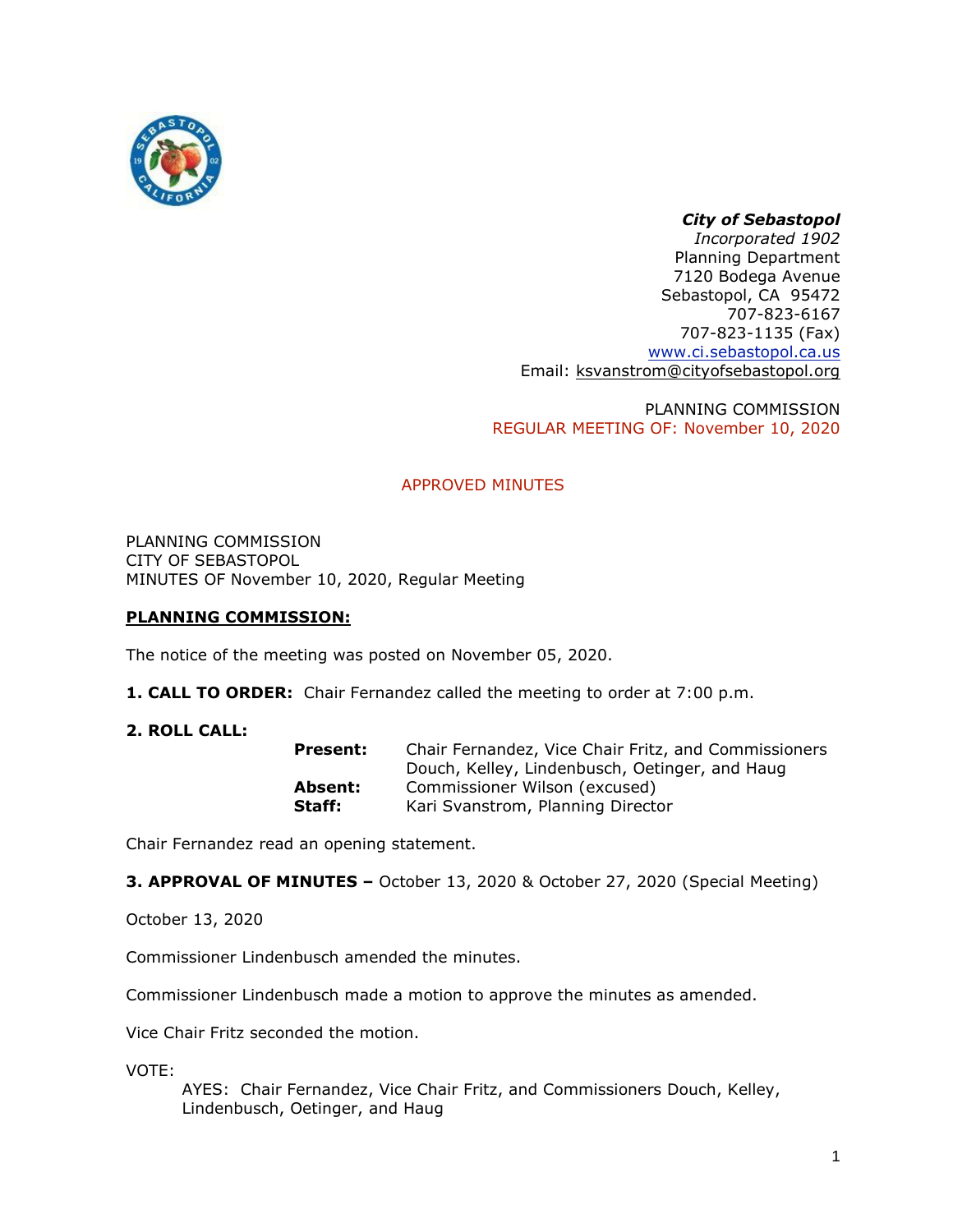***City of Sebastopol***
*Incorporated 1902*
Planning Department
7120 Bodega Avenue
Sebastopol, CA 95472
707-823-6167
707-823-1135 (Fax)
www.ci.sebastopol.ca.us
Email: ksvanstrom@cityofsebastopol.org

PLANNING COMMISSION
REGULAR MEETING OF: November 10, 2020

APPROVED MINUTES

PLANNING COMMISSION
CITY OF SEBASTOPOL
MINUTES OF November 10, 2020, Regular Meeting

**PLANNING COMMISSION:**

The notice of the meeting was posted on November 05, 2020.

**1. CALL TO ORDER:** Chair Fernandez called the meeting to order at 7:00 p.m.

**2. ROLL CALL:**

**Present:** Chair Fernandez, Vice Chair Fritz, and Commissioners Douch, Kelley, Lindenbusch, Oetinger, and Haug
**Absent:** Commissioner Wilson (excused)
**Staff:** Kari Svanstrom, Planning Director

Chair Fernandez read an opening statement.

**3. APPROVAL OF MINUTES –** October 13, 2020 & October 27, 2020 (Special Meeting)

October 13, 2020

Commissioner Lindenbusch amended the minutes.

Commissioner Lindenbusch made a motion to approve the minutes as amended.

Vice Chair Fritz seconded the motion.

VOTE:
AYES: Chair Fernandez, Vice Chair Fritz, and Commissioners Douch, Kelley, Lindenbusch, Oetinger, and Haug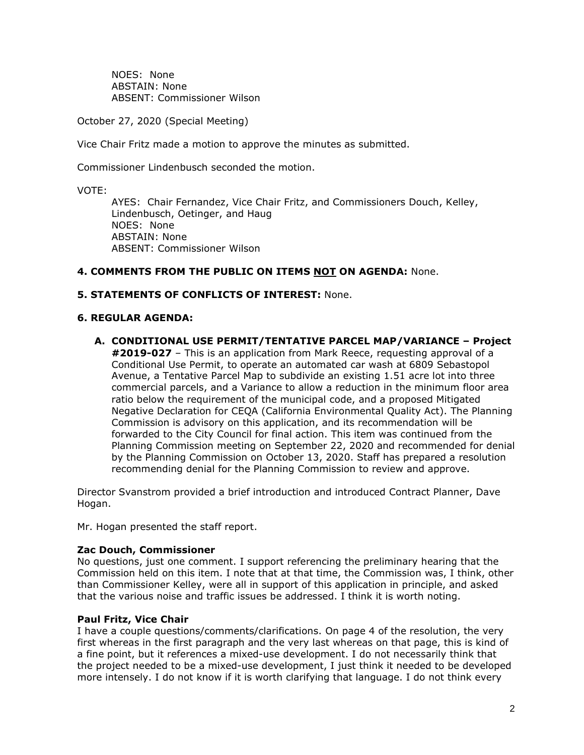NOES: None
ABSTAIN: None
ABSENT: Commissioner Wilson

October 27, 2020 (Special Meeting)

Vice Chair Fritz made a motion to approve the minutes as submitted.

Commissioner Lindenbusch seconded the motion.

VOTE:

AYES: Chair Fernandez, Vice Chair Fritz, and Commissioners Douch, Kelley, Lindenbusch, Oetinger, and Haug
NOES: None
ABSTAIN: None
ABSENT: Commissioner Wilson

**4. COMMENTS FROM THE PUBLIC ON ITEMS NOT ON AGENDA:** None.

**5. STATEMENTS OF CONFLICTS OF INTEREST:** None.

**6. REGULAR AGENDA:**

**A. CONDITIONAL USE PERMIT/TENTATIVE PARCEL MAP/VARIANCE – Project #2019-027** – This is an application from Mark Reece, requesting approval of a Conditional Use Permit, to operate an automated car wash at 6809 Sebastopol Avenue, a Tentative Parcel Map to subdivide an existing 1.51 acre lot into three commercial parcels, and a Variance to allow a reduction in the minimum floor area ratio below the requirement of the municipal code, and a proposed Mitigated Negative Declaration for CEQA (California Environmental Quality Act). The Planning Commission is advisory on this application, and its recommendation will be forwarded to the City Council for final action. This item was continued from the Planning Commission meeting on September 22, 2020 and recommended for denial by the Planning Commission on October 13, 2020. Staff has prepared a resolution recommending denial for the Planning Commission to review and approve.

Director Svanstrom provided a brief introduction and introduced Contract Planner, Dave Hogan.

Mr. Hogan presented the staff report.

**Zac Douch, Commissioner**
No questions, just one comment. I support referencing the preliminary hearing that the Commission held on this item. I note that at that time, the Commission was, I think, other than Commissioner Kelley, were all in support of this application in principle, and asked that the various noise and traffic issues be addressed. I think it is worth noting.

**Paul Fritz, Vice Chair**
I have a couple questions/comments/clarifications. On page 4 of the resolution, the very first whereas in the first paragraph and the very last whereas on that page, this is kind of a fine point, but it references a mixed-use development. I do not necessarily think that the project needed to be a mixed-use development, I just think it needed to be developed more intensely. I do not know if it is worth clarifying that language. I do not think every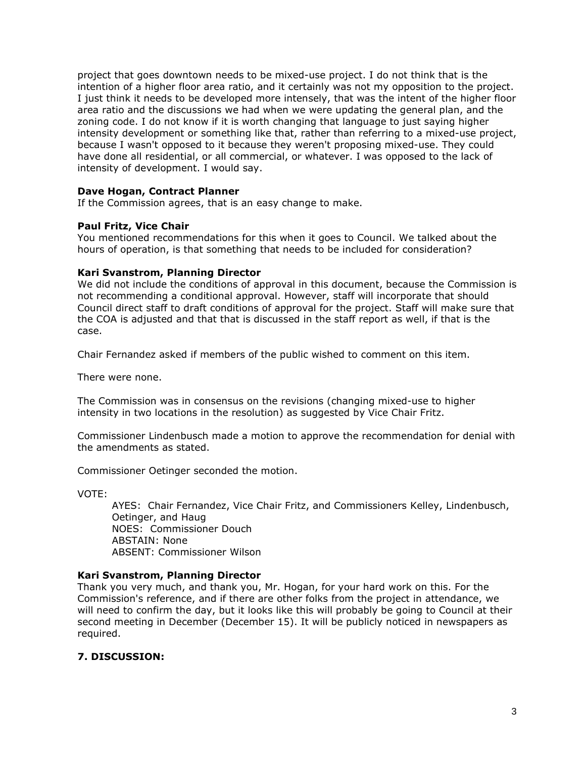project that goes downtown needs to be mixed-use project. I do not think that is the intention of a higher floor area ratio, and it certainly was not my opposition to the project. I just think it needs to be developed more intensely, that was the intent of the higher floor area ratio and the discussions we had when we were updating the general plan, and the zoning code. I do not know if it is worth changing that language to just saying higher intensity development or something like that, rather than referring to a mixed-use project, because I wasn't opposed to it because they weren't proposing mixed-use. They could have done all residential, or all commercial, or whatever. I was opposed to the lack of intensity of development. I would say.

**Dave Hogan, Contract Planner**
If the Commission agrees, that is an easy change to make.

**Paul Fritz, Vice Chair**
You mentioned recommendations for this when it goes to Council. We talked about the hours of operation, is that something that needs to be included for consideration?

**Kari Svanstrom, Planning Director**
We did not include the conditions of approval in this document, because the Commission is not recommending a conditional approval. However, staff will incorporate that should Council direct staff to draft conditions of approval for the project. Staff will make sure that the COA is adjusted and that that is discussed in the staff report as well, if that is the case.

Chair Fernandez asked if members of the public wished to comment on this item.

There were none.

The Commission was in consensus on the revisions (changing mixed-use to higher intensity in two locations in the resolution) as suggested by Vice Chair Fritz.

Commissioner Lindenbusch made a motion to approve the recommendation for denial with the amendments as stated.

Commissioner Oetinger seconded the motion.

VOTE:

AYES: Chair Fernandez, Vice Chair Fritz, and Commissioners Kelley, Lindenbusch, Oetinger, and Haug
NOES: Commissioner Douch
ABSTAIN: None
ABSENT: Commissioner Wilson

**Kari Svanstrom, Planning Director**
Thank you very much, and thank you, Mr. Hogan, for your hard work on this. For the Commission's reference, and if there are other folks from the project in attendance, we will need to confirm the day, but it looks like this will probably be going to Council at their second meeting in December (December 15). It will be publicly noticed in newspapers as required.

## 7. DISCUSSION: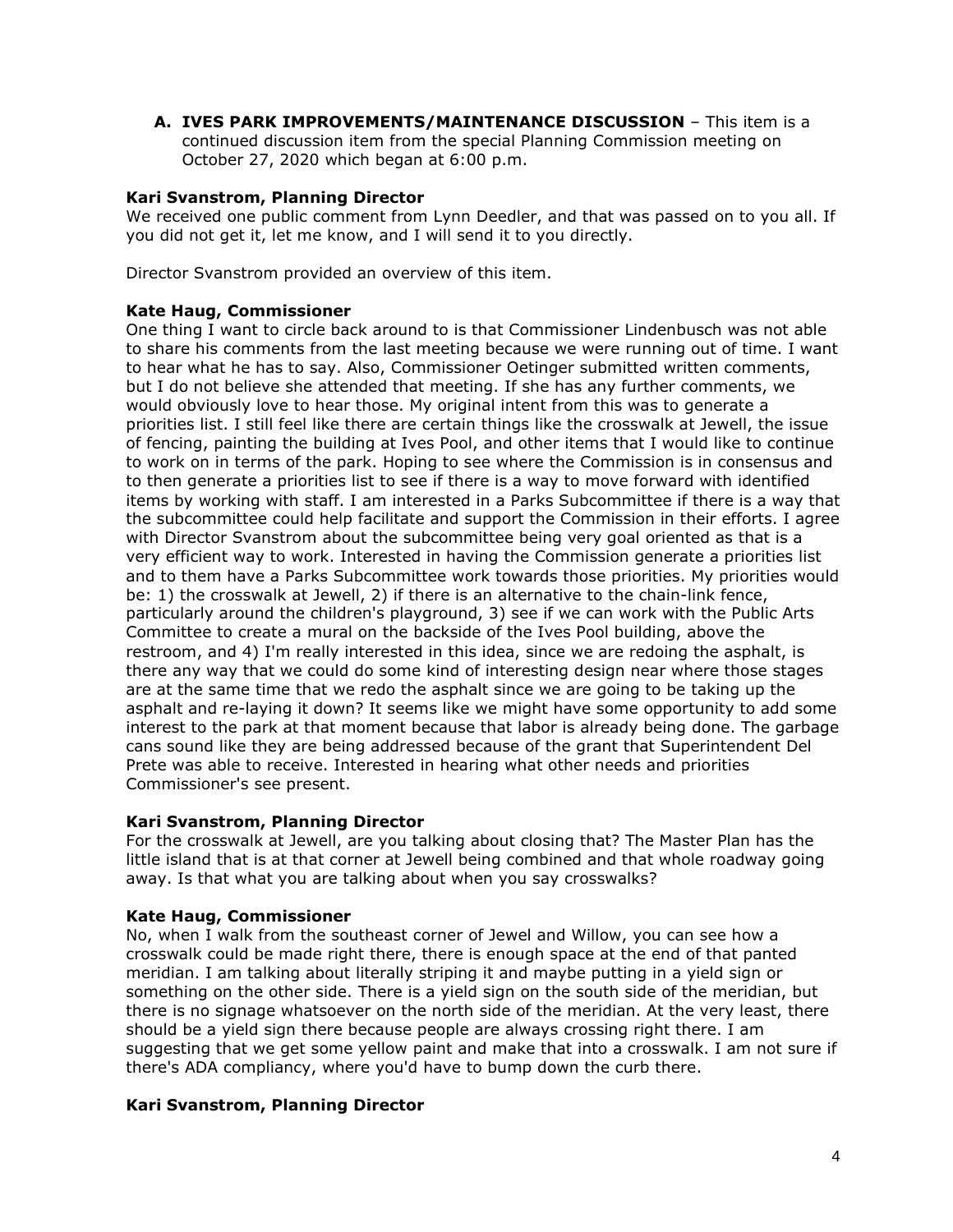**A. IVES PARK IMPROVEMENTS/MAINTENANCE DISCUSSION** – This item is a continued discussion item from the special Planning Commission meeting on October 27, 2020 which began at 6:00 p.m.

**Kari Svanstrom, Planning Director**

We received one public comment from Lynn Deedler, and that was passed on to you all. If you did not get it, let me know, and I will send it to you directly.

Director Svanstrom provided an overview of this item.

**Kate Haug, Commissioner**

One thing I want to circle back around to is that Commissioner Lindenbusch was not able to share his comments from the last meeting because we were running out of time. I want to hear what he has to say. Also, Commissioner Oetinger submitted written comments, but I do not believe she attended that meeting. If she has any further comments, we would obviously love to hear those. My original intent from this was to generate a priorities list. I still feel like there are certain things like the crosswalk at Jewell, the issue of fencing, painting the building at Ives Pool, and other items that I would like to continue to work on in terms of the park. Hoping to see where the Commission is in consensus and to then generate a priorities list to see if there is a way to move forward with identified items by working with staff. I am interested in a Parks Subcommittee if there is a way that the subcommittee could help facilitate and support the Commission in their efforts. I agree with Director Svanstrom about the subcommittee being very goal oriented as that is a very efficient way to work. Interested in having the Commission generate a priorities list and to them have a Parks Subcommittee work towards those priorities. My priorities would be: 1) the crosswalk at Jewell, 2) if there is an alternative to the chain-link fence, particularly around the children's playground, 3) see if we can work with the Public Arts Committee to create a mural on the backside of the Ives Pool building, above the restroom, and 4) I'm really interested in this idea, since we are redoing the asphalt, is there any way that we could do some kind of interesting design near where those stages are at the same time that we redo the asphalt since we are going to be taking up the asphalt and re-laying it down? It seems like we might have some opportunity to add some interest to the park at that moment because that labor is already being done. The garbage cans sound like they are being addressed because of the grant that Superintendent Del Prete was able to receive. Interested in hearing what other needs and priorities Commissioner's see present.

**Kari Svanstrom, Planning Director**

For the crosswalk at Jewell, are you talking about closing that? The Master Plan has the little island that is at that corner at Jewell being combined and that whole roadway going away. Is that what you are talking about when you say crosswalks?

**Kate Haug, Commissioner**

No, when I walk from the southeast corner of Jewel and Willow, you can see how a crosswalk could be made right there, there is enough space at the end of that panted meridian. I am talking about literally striping it and maybe putting in a yield sign or something on the other side. There is a yield sign on the south side of the meridian, but there is no signage whatsoever on the north side of the meridian. At the very least, there should be a yield sign there because people are always crossing right there. I am suggesting that we get some yellow paint and make that into a crosswalk. I am not sure if there's ADA compliancy, where you'd have to bump down the curb there.

**Kari Svanstrom, Planning Director**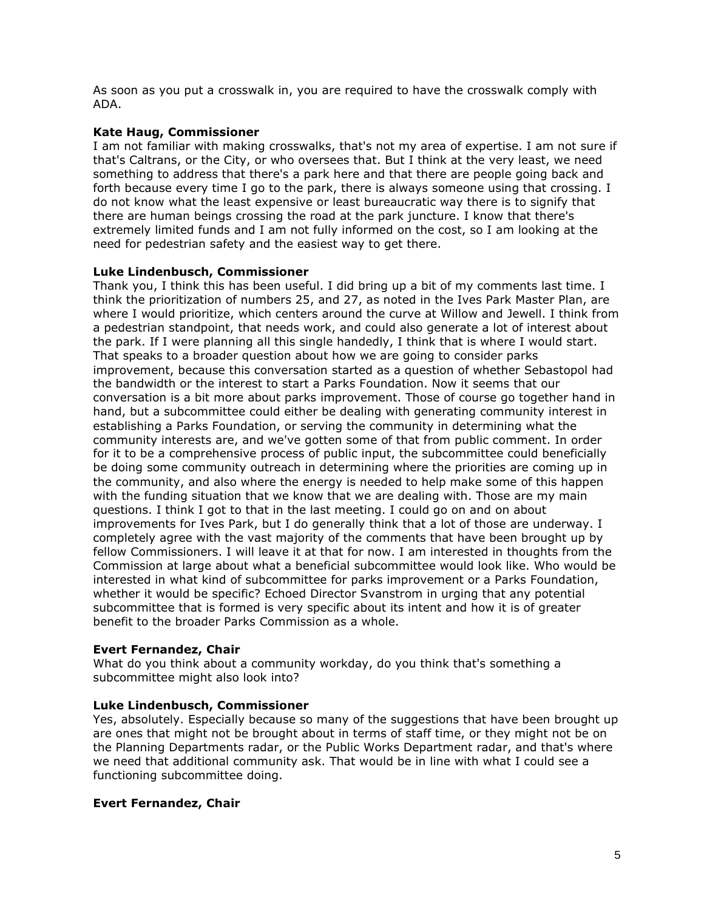As soon as you put a crosswalk in, you are required to have the crosswalk comply with ADA.

**Kate Haug, Commissioner**
I am not familiar with making crosswalks, that's not my area of expertise. I am not sure if that's Caltrans, or the City, or who oversees that. But I think at the very least, we need something to address that there's a park here and that there are people going back and forth because every time I go to the park, there is always someone using that crossing. I do not know what the least expensive or least bureaucratic way there is to signify that there are human beings crossing the road at the park juncture. I know that there's extremely limited funds and I am not fully informed on the cost, so I am looking at the need for pedestrian safety and the easiest way to get there.

**Luke Lindenbusch, Commissioner**
Thank you, I think this has been useful. I did bring up a bit of my comments last time. I think the prioritization of numbers 25, and 27, as noted in the Ives Park Master Plan, are where I would prioritize, which centers around the curve at Willow and Jewell. I think from a pedestrian standpoint, that needs work, and could also generate a lot of interest about the park. If I were planning all this single handedly, I think that is where I would start. That speaks to a broader question about how we are going to consider parks improvement, because this conversation started as a question of whether Sebastopol had the bandwidth or the interest to start a Parks Foundation. Now it seems that our conversation is a bit more about parks improvement. Those of course go together hand in hand, but a subcommittee could either be dealing with generating community interest in establishing a Parks Foundation, or serving the community in determining what the community interests are, and we've gotten some of that from public comment. In order for it to be a comprehensive process of public input, the subcommittee could beneficially be doing some community outreach in determining where the priorities are coming up in the community, and also where the energy is needed to help make some of this happen with the funding situation that we know that we are dealing with. Those are my main questions. I think I got to that in the last meeting. I could go on and on about improvements for Ives Park, but I do generally think that a lot of those are underway. I completely agree with the vast majority of the comments that have been brought up by fellow Commissioners. I will leave it at that for now. I am interested in thoughts from the Commission at large about what a beneficial subcommittee would look like. Who would be interested in what kind of subcommittee for parks improvement or a Parks Foundation, whether it would be specific? Echoed Director Svanstrom in urging that any potential subcommittee that is formed is very specific about its intent and how it is of greater benefit to the broader Parks Commission as a whole.

**Evert Fernandez, Chair**
What do you think about a community workday, do you think that's something a subcommittee might also look into?

**Luke Lindenbusch, Commissioner**
Yes, absolutely. Especially because so many of the suggestions that have been brought up are ones that might not be brought about in terms of staff time, or they might not be on the Planning Departments radar, or the Public Works Department radar, and that's where we need that additional community ask. That would be in line with what I could see a functioning subcommittee doing.

**Evert Fernandez, Chair**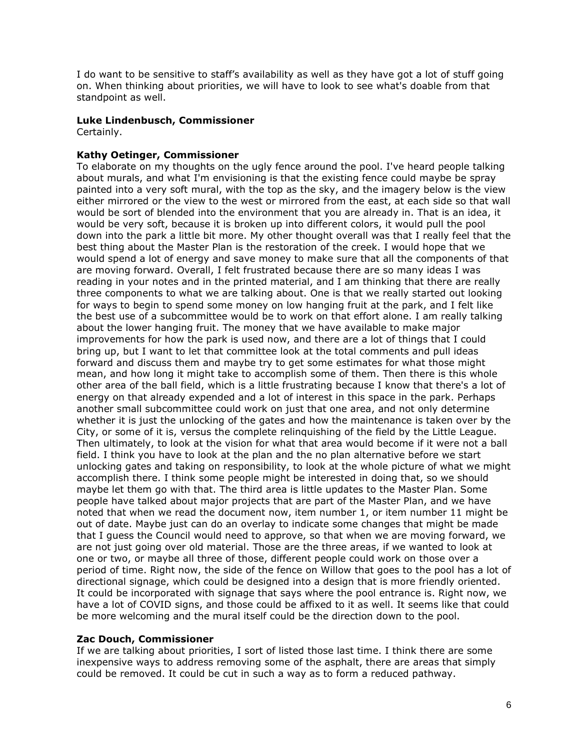I do want to be sensitive to staff's availability as well as they have got a lot of stuff going on. When thinking about priorities, we will have to look to see what's doable from that standpoint as well.

**Luke Lindenbusch, Commissioner**
Certainly.

**Kathy Oetinger, Commissioner**
To elaborate on my thoughts on the ugly fence around the pool. I've heard people talking about murals, and what I'm envisioning is that the existing fence could maybe be spray painted into a very soft mural, with the top as the sky, and the imagery below is the view either mirrored or the view to the west or mirrored from the east, at each side so that wall would be sort of blended into the environment that you are already in. That is an idea, it would be very soft, because it is broken up into different colors, it would pull the pool down into the park a little bit more. My other thought overall was that I really feel that the best thing about the Master Plan is the restoration of the creek. I would hope that we would spend a lot of energy and save money to make sure that all the components of that are moving forward. Overall, I felt frustrated because there are so many ideas I was reading in your notes and in the printed material, and I am thinking that there are really three components to what we are talking about. One is that we really started out looking for ways to begin to spend some money on low hanging fruit at the park, and I felt like the best use of a subcommittee would be to work on that effort alone. I am really talking about the lower hanging fruit. The money that we have available to make major improvements for how the park is used now, and there are a lot of things that I could bring up, but I want to let that committee look at the total comments and pull ideas forward and discuss them and maybe try to get some estimates for what those might mean, and how long it might take to accomplish some of them. Then there is this whole other area of the ball field, which is a little frustrating because I know that there's a lot of energy on that already expended and a lot of interest in this space in the park. Perhaps another small subcommittee could work on just that one area, and not only determine whether it is just the unlocking of the gates and how the maintenance is taken over by the City, or some of it is, versus the complete relinquishing of the field by the Little League. Then ultimately, to look at the vision for what that area would become if it were not a ball field. I think you have to look at the plan and the no plan alternative before we start unlocking gates and taking on responsibility, to look at the whole picture of what we might accomplish there. I think some people might be interested in doing that, so we should maybe let them go with that. The third area is little updates to the Master Plan. Some people have talked about major projects that are part of the Master Plan, and we have noted that when we read the document now, item number 1, or item number 11 might be out of date. Maybe just can do an overlay to indicate some changes that might be made that I guess the Council would need to approve, so that when we are moving forward, we are not just going over old material. Those are the three areas, if we wanted to look at one or two, or maybe all three of those, different people could work on those over a period of time. Right now, the side of the fence on Willow that goes to the pool has a lot of directional signage, which could be designed into a design that is more friendly oriented. It could be incorporated with signage that says where the pool entrance is. Right now, we have a lot of COVID signs, and those could be affixed to it as well. It seems like that could be more welcoming and the mural itself could be the direction down to the pool.

**Zac Douch, Commissioner**
If we are talking about priorities, I sort of listed those last time. I think there are some inexpensive ways to address removing some of the asphalt, there are areas that simply could be removed. It could be cut in such a way as to form a reduced pathway.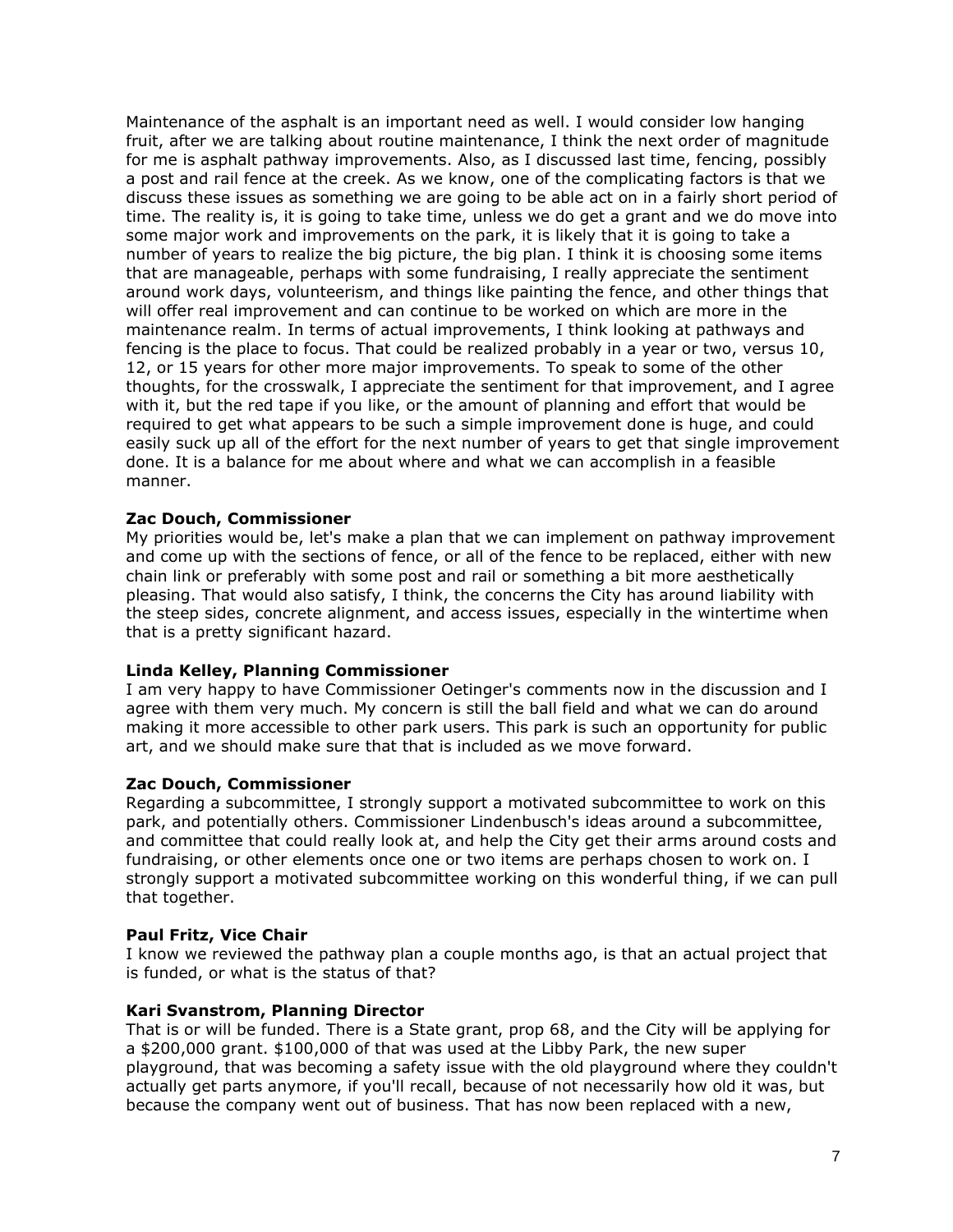Maintenance of the asphalt is an important need as well. I would consider low hanging fruit, after we are talking about routine maintenance, I think the next order of magnitude for me is asphalt pathway improvements. Also, as I discussed last time, fencing, possibly a post and rail fence at the creek. As we know, one of the complicating factors is that we discuss these issues as something we are going to be able act on in a fairly short period of time. The reality is, it is going to take time, unless we do get a grant and we do move into some major work and improvements on the park, it is likely that it is going to take a number of years to realize the big picture, the big plan. I think it is choosing some items that are manageable, perhaps with some fundraising, I really appreciate the sentiment around work days, volunteerism, and things like painting the fence, and other things that will offer real improvement and can continue to be worked on which are more in the maintenance realm. In terms of actual improvements, I think looking at pathways and fencing is the place to focus. That could be realized probably in a year or two, versus 10, 12, or 15 years for other more major improvements. To speak to some of the other thoughts, for the crosswalk, I appreciate the sentiment for that improvement, and I agree with it, but the red tape if you like, or the amount of planning and effort that would be required to get what appears to be such a simple improvement done is huge, and could easily suck up all of the effort for the next number of years to get that single improvement done. It is a balance for me about where and what we can accomplish in a feasible manner.

**Zac Douch, Commissioner**
My priorities would be, let's make a plan that we can implement on pathway improvement and come up with the sections of fence, or all of the fence to be replaced, either with new chain link or preferably with some post and rail or something a bit more aesthetically pleasing. That would also satisfy, I think, the concerns the City has around liability with the steep sides, concrete alignment, and access issues, especially in the wintertime when that is a pretty significant hazard.

**Linda Kelley, Planning Commissioner**
I am very happy to have Commissioner Oetinger's comments now in the discussion and I agree with them very much. My concern is still the ball field and what we can do around making it more accessible to other park users. This park is such an opportunity for public art, and we should make sure that that is included as we move forward.

**Zac Douch, Commissioner**
Regarding a subcommittee, I strongly support a motivated subcommittee to work on this park, and potentially others. Commissioner Lindenbusch's ideas around a subcommittee, and committee that could really look at, and help the City get their arms around costs and fundraising, or other elements once one or two items are perhaps chosen to work on. I strongly support a motivated subcommittee working on this wonderful thing, if we can pull that together.

**Paul Fritz, Vice Chair**
I know we reviewed the pathway plan a couple months ago, is that an actual project that is funded, or what is the status of that?

**Kari Svanstrom, Planning Director**
That is or will be funded. There is a State grant, prop 68, and the City will be applying for a $200,000 grant. $100,000 of that was used at the Libby Park, the new super playground, that was becoming a safety issue with the old playground where they couldn't actually get parts anymore, if you'll recall, because of not necessarily how old it was, but because the company went out of business. That has now been replaced with a new,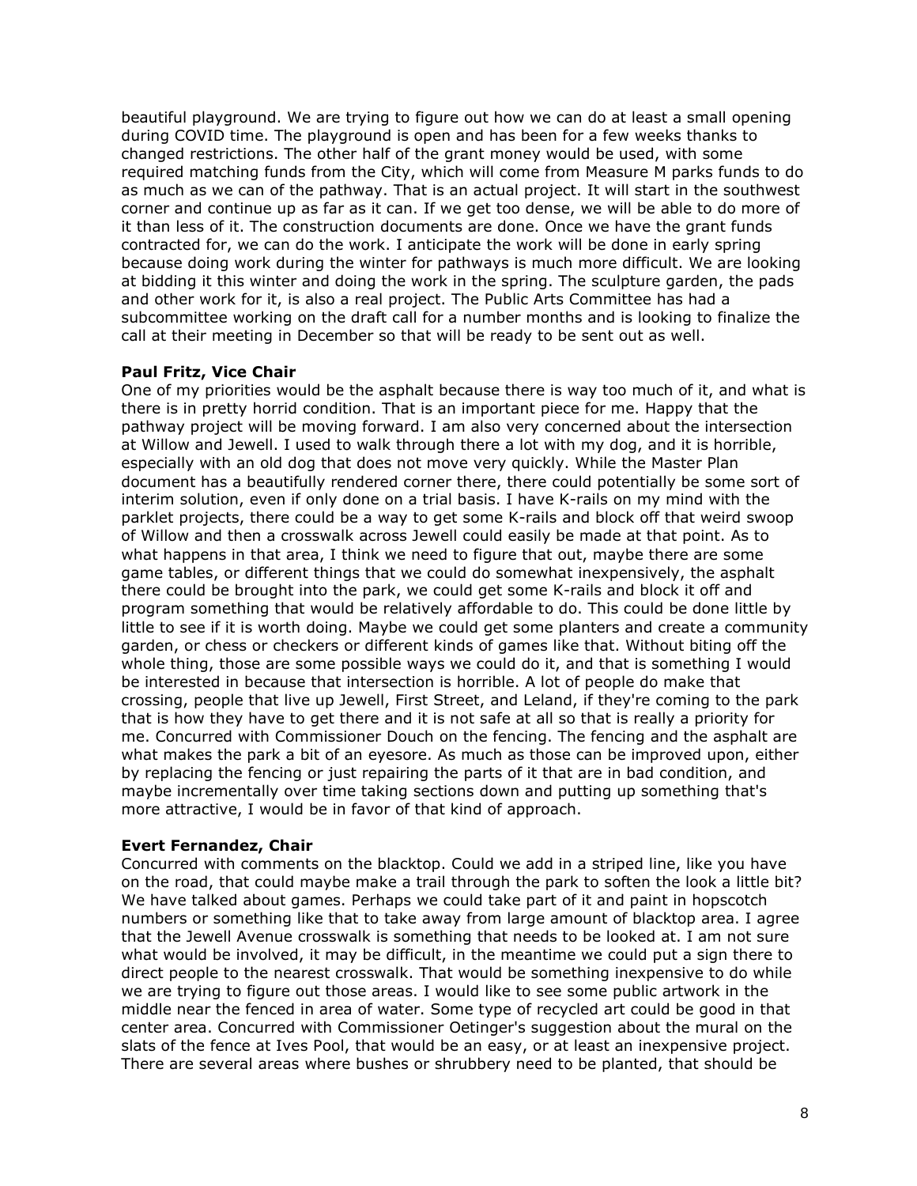beautiful playground. We are trying to figure out how we can do at least a small opening during COVID time. The playground is open and has been for a few weeks thanks to changed restrictions. The other half of the grant money would be used, with some required matching funds from the City, which will come from Measure M parks funds to do as much as we can of the pathway. That is an actual project. It will start in the southwest corner and continue up as far as it can. If we get too dense, we will be able to do more of it than less of it. The construction documents are done. Once we have the grant funds contracted for, we can do the work. I anticipate the work will be done in early spring because doing work during the winter for pathways is much more difficult. We are looking at bidding it this winter and doing the work in the spring. The sculpture garden, the pads and other work for it, is also a real project. The Public Arts Committee has had a subcommittee working on the draft call for a number months and is looking to finalize the call at their meeting in December so that will be ready to be sent out as well.

**Paul Fritz, Vice Chair**

One of my priorities would be the asphalt because there is way too much of it, and what is there is in pretty horrid condition. That is an important piece for me. Happy that the pathway project will be moving forward. I am also very concerned about the intersection at Willow and Jewell. I used to walk through there a lot with my dog, and it is horrible, especially with an old dog that does not move very quickly. While the Master Plan document has a beautifully rendered corner there, there could potentially be some sort of interim solution, even if only done on a trial basis. I have K-rails on my mind with the parklet projects, there could be a way to get some K-rails and block off that weird swoop of Willow and then a crosswalk across Jewell could easily be made at that point. As to what happens in that area, I think we need to figure that out, maybe there are some game tables, or different things that we could do somewhat inexpensively, the asphalt there could be brought into the park, we could get some K-rails and block it off and program something that would be relatively affordable to do. This could be done little by little to see if it is worth doing. Maybe we could get some planters and create a community garden, or chess or checkers or different kinds of games like that. Without biting off the whole thing, those are some possible ways we could do it, and that is something I would be interested in because that intersection is horrible. A lot of people do make that crossing, people that live up Jewell, First Street, and Leland, if they're coming to the park that is how they have to get there and it is not safe at all so that is really a priority for me. Concurred with Commissioner Douch on the fencing. The fencing and the asphalt are what makes the park a bit of an eyesore. As much as those can be improved upon, either by replacing the fencing or just repairing the parts of it that are in bad condition, and maybe incrementally over time taking sections down and putting up something that's more attractive, I would be in favor of that kind of approach.

**Evert Fernandez, Chair**

Concurred with comments on the blacktop. Could we add in a striped line, like you have on the road, that could maybe make a trail through the park to soften the look a little bit? We have talked about games. Perhaps we could take part of it and paint in hopscotch numbers or something like that to take away from large amount of blacktop area. I agree that the Jewell Avenue crosswalk is something that needs to be looked at. I am not sure what would be involved, it may be difficult, in the meantime we could put a sign there to direct people to the nearest crosswalk. That would be something inexpensive to do while we are trying to figure out those areas. I would like to see some public artwork in the middle near the fenced in area of water. Some type of recycled art could be good in that center area. Concurred with Commissioner Oetinger's suggestion about the mural on the slats of the fence at Ives Pool, that would be an easy, or at least an inexpensive project. There are several areas where bushes or shrubbery need to be planted, that should be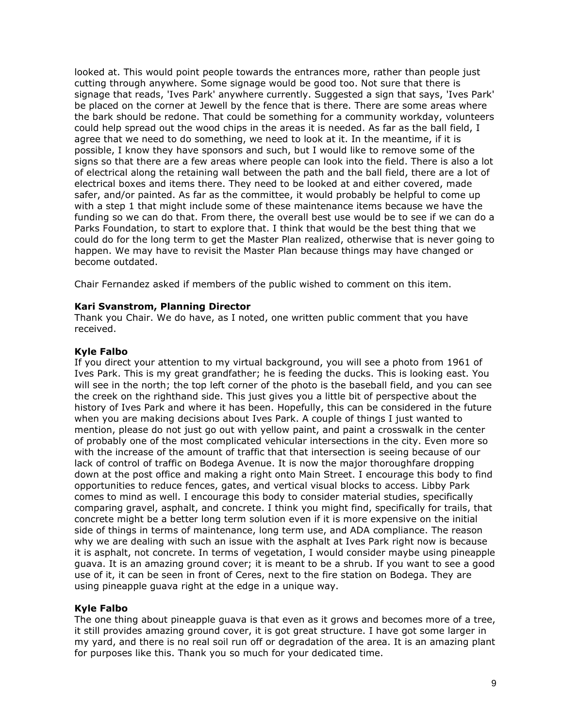looked at. This would point people towards the entrances more, rather than people just cutting through anywhere. Some signage would be good too. Not sure that there is signage that reads, 'Ives Park' anywhere currently. Suggested a sign that says, 'Ives Park' be placed on the corner at Jewell by the fence that is there. There are some areas where the bark should be redone. That could be something for a community workday, volunteers could help spread out the wood chips in the areas it is needed. As far as the ball field, I agree that we need to do something, we need to look at it. In the meantime, if it is possible, I know they have sponsors and such, but I would like to remove some of the signs so that there are a few areas where people can look into the field. There is also a lot of electrical along the retaining wall between the path and the ball field, there are a lot of electrical boxes and items there. They need to be looked at and either covered, made safer, and/or painted. As far as the committee, it would probably be helpful to come up with a step 1 that might include some of these maintenance items because we have the funding so we can do that. From there, the overall best use would be to see if we can do a Parks Foundation, to start to explore that. I think that would be the best thing that we could do for the long term to get the Master Plan realized, otherwise that is never going to happen. We may have to revisit the Master Plan because things may have changed or become outdated.

Chair Fernandez asked if members of the public wished to comment on this item.

**Kari Svanstrom, Planning Director**
Thank you Chair. We do have, as I noted, one written public comment that you have received.

**Kyle Falbo**
If you direct your attention to my virtual background, you will see a photo from 1961 of Ives Park. This is my great grandfather; he is feeding the ducks. This is looking east. You will see in the north; the top left corner of the photo is the baseball field, and you can see the creek on the righthand side. This just gives you a little bit of perspective about the history of Ives Park and where it has been. Hopefully, this can be considered in the future when you are making decisions about Ives Park. A couple of things I just wanted to mention, please do not just go out with yellow paint, and paint a crosswalk in the center of probably one of the most complicated vehicular intersections in the city. Even more so with the increase of the amount of traffic that that intersection is seeing because of our lack of control of traffic on Bodega Avenue. It is now the major thoroughfare dropping down at the post office and making a right onto Main Street. I encourage this body to find opportunities to reduce fences, gates, and vertical visual blocks to access. Libby Park comes to mind as well. I encourage this body to consider material studies, specifically comparing gravel, asphalt, and concrete. I think you might find, specifically for trails, that concrete might be a better long term solution even if it is more expensive on the initial side of things in terms of maintenance, long term use, and ADA compliance. The reason why we are dealing with such an issue with the asphalt at Ives Park right now is because it is asphalt, not concrete. In terms of vegetation, I would consider maybe using pineapple guava. It is an amazing ground cover; it is meant to be a shrub. If you want to see a good use of it, it can be seen in front of Ceres, next to the fire station on Bodega. They are using pineapple guava right at the edge in a unique way.

**Kyle Falbo**
The one thing about pineapple guava is that even as it grows and becomes more of a tree, it still provides amazing ground cover, it is got great structure. I have got some larger in my yard, and there is no real soil run off or degradation of the area. It is an amazing plant for purposes like this. Thank you so much for your dedicated time.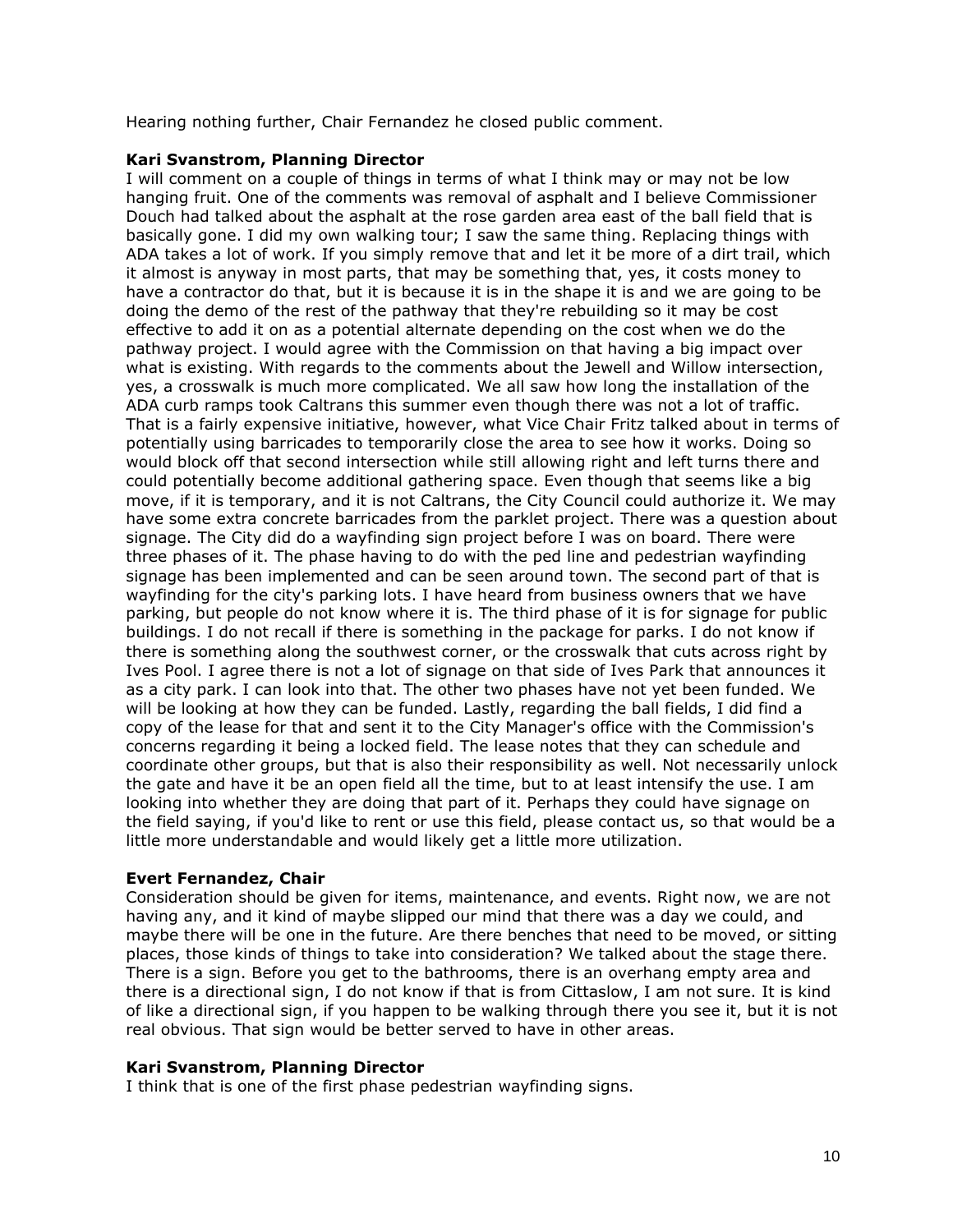Hearing nothing further, Chair Fernandez he closed public comment.

**Kari Svanstrom, Planning Director**
I will comment on a couple of things in terms of what I think may or may not be low hanging fruit. One of the comments was removal of asphalt and I believe Commissioner Douch had talked about the asphalt at the rose garden area east of the ball field that is basically gone. I did my own walking tour; I saw the same thing. Replacing things with ADA takes a lot of work. If you simply remove that and let it be more of a dirt trail, which it almost is anyway in most parts, that may be something that, yes, it costs money to have a contractor do that, but it is because it is in the shape it is and we are going to be doing the demo of the rest of the pathway that they're rebuilding so it may be cost effective to add it on as a potential alternate depending on the cost when we do the pathway project. I would agree with the Commission on that having a big impact over what is existing. With regards to the comments about the Jewell and Willow intersection, yes, a crosswalk is much more complicated. We all saw how long the installation of the ADA curb ramps took Caltrans this summer even though there was not a lot of traffic. That is a fairly expensive initiative, however, what Vice Chair Fritz talked about in terms of potentially using barricades to temporarily close the area to see how it works. Doing so would block off that second intersection while still allowing right and left turns there and could potentially become additional gathering space. Even though that seems like a big move, if it is temporary, and it is not Caltrans, the City Council could authorize it. We may have some extra concrete barricades from the parklet project. There was a question about signage. The City did do a wayfinding sign project before I was on board. There were three phases of it. The phase having to do with the ped line and pedestrian wayfinding signage has been implemented and can be seen around town. The second part of that is wayfinding for the city's parking lots. I have heard from business owners that we have parking, but people do not know where it is. The third phase of it is for signage for public buildings. I do not recall if there is something in the package for parks. I do not know if there is something along the southwest corner, or the crosswalk that cuts across right by Ives Pool. I agree there is not a lot of signage on that side of Ives Park that announces it as a city park. I can look into that. The other two phases have not yet been funded. We will be looking at how they can be funded. Lastly, regarding the ball fields, I did find a copy of the lease for that and sent it to the City Manager's office with the Commission's concerns regarding it being a locked field. The lease notes that they can schedule and coordinate other groups, but that is also their responsibility as well. Not necessarily unlock the gate and have it be an open field all the time, but to at least intensify the use. I am looking into whether they are doing that part of it. Perhaps they could have signage on the field saying, if you'd like to rent or use this field, please contact us, so that would be a little more understandable and would likely get a little more utilization.

**Evert Fernandez, Chair**
Consideration should be given for items, maintenance, and events. Right now, we are not having any, and it kind of maybe slipped our mind that there was a day we could, and maybe there will be one in the future. Are there benches that need to be moved, or sitting places, those kinds of things to take into consideration? We talked about the stage there. There is a sign. Before you get to the bathrooms, there is an overhang empty area and there is a directional sign, I do not know if that is from Cittaslow, I am not sure. It is kind of like a directional sign, if you happen to be walking through there you see it, but it is not real obvious. That sign would be better served to have in other areas.

**Kari Svanstrom, Planning Director**
I think that is one of the first phase pedestrian wayfinding signs.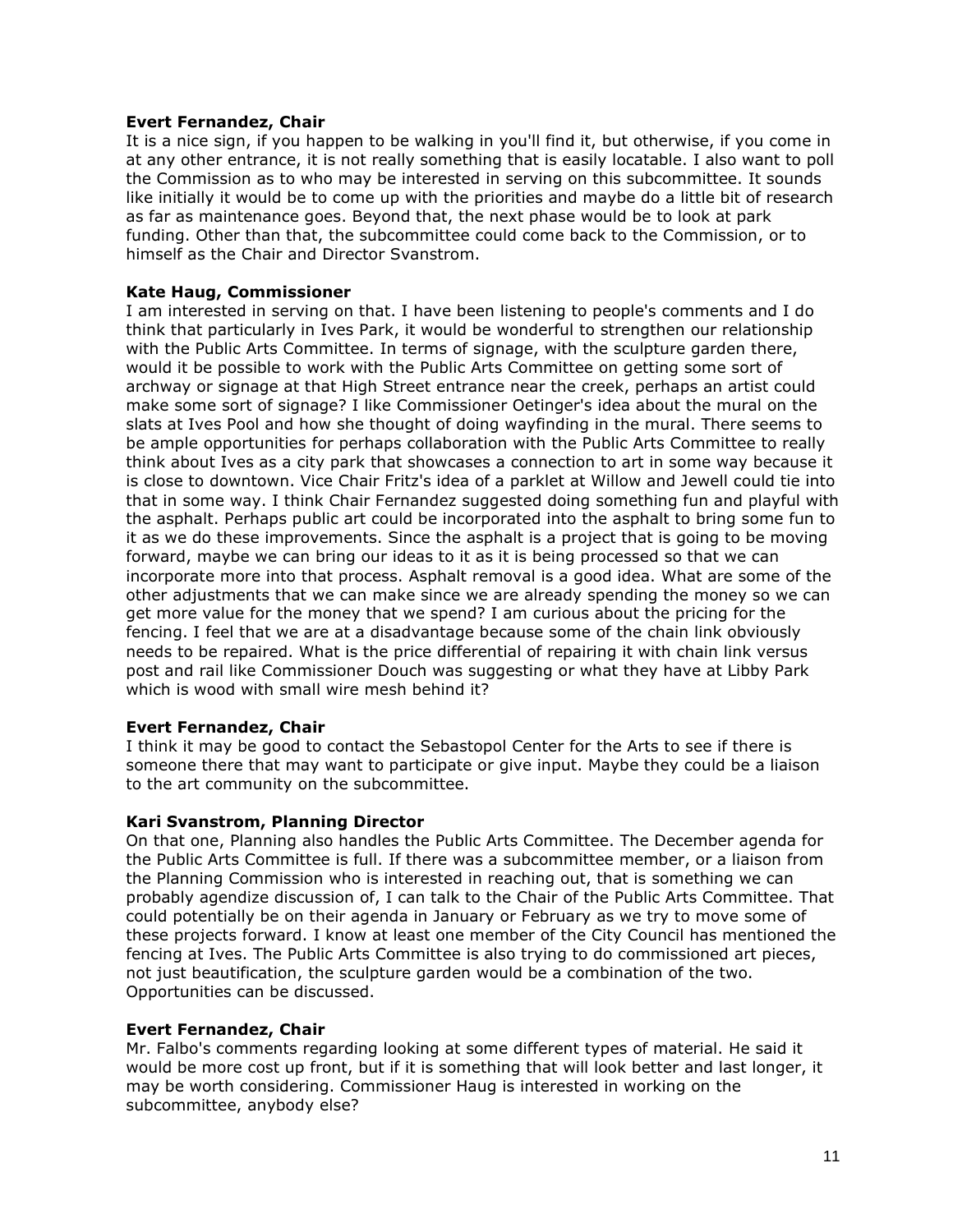**Evert Fernandez, Chair**
It is a nice sign, if you happen to be walking in you'll find it, but otherwise, if you come in at any other entrance, it is not really something that is easily locatable. I also want to poll the Commission as to who may be interested in serving on this subcommittee. It sounds like initially it would be to come up with the priorities and maybe do a little bit of research as far as maintenance goes. Beyond that, the next phase would be to look at park funding. Other than that, the subcommittee could come back to the Commission, or to himself as the Chair and Director Svanstrom.

**Kate Haug, Commissioner**
I am interested in serving on that. I have been listening to people's comments and I do think that particularly in Ives Park, it would be wonderful to strengthen our relationship with the Public Arts Committee. In terms of signage, with the sculpture garden there, would it be possible to work with the Public Arts Committee on getting some sort of archway or signage at that High Street entrance near the creek, perhaps an artist could make some sort of signage? I like Commissioner Oetinger's idea about the mural on the slats at Ives Pool and how she thought of doing wayfinding in the mural. There seems to be ample opportunities for perhaps collaboration with the Public Arts Committee to really think about Ives as a city park that showcases a connection to art in some way because it is close to downtown. Vice Chair Fritz's idea of a parklet at Willow and Jewell could tie into that in some way. I think Chair Fernandez suggested doing something fun and playful with the asphalt. Perhaps public art could be incorporated into the asphalt to bring some fun to it as we do these improvements. Since the asphalt is a project that is going to be moving forward, maybe we can bring our ideas to it as it is being processed so that we can incorporate more into that process. Asphalt removal is a good idea. What are some of the other adjustments that we can make since we are already spending the money so we can get more value for the money that we spend? I am curious about the pricing for the fencing. I feel that we are at a disadvantage because some of the chain link obviously needs to be repaired. What is the price differential of repairing it with chain link versus post and rail like Commissioner Douch was suggesting or what they have at Libby Park which is wood with small wire mesh behind it?

**Evert Fernandez, Chair**
I think it may be good to contact the Sebastopol Center for the Arts to see if there is someone there that may want to participate or give input. Maybe they could be a liaison to the art community on the subcommittee.

**Kari Svanstrom, Planning Director**
On that one, Planning also handles the Public Arts Committee. The December agenda for the Public Arts Committee is full. If there was a subcommittee member, or a liaison from the Planning Commission who is interested in reaching out, that is something we can probably agendize discussion of, I can talk to the Chair of the Public Arts Committee. That could potentially be on their agenda in January or February as we try to move some of these projects forward. I know at least one member of the City Council has mentioned the fencing at Ives. The Public Arts Committee is also trying to do commissioned art pieces, not just beautification, the sculpture garden would be a combination of the two. Opportunities can be discussed.

**Evert Fernandez, Chair**
Mr. Falbo's comments regarding looking at some different types of material. He said it would be more cost up front, but if it is something that will look better and last longer, it may be worth considering. Commissioner Haug is interested in working on the subcommittee, anybody else?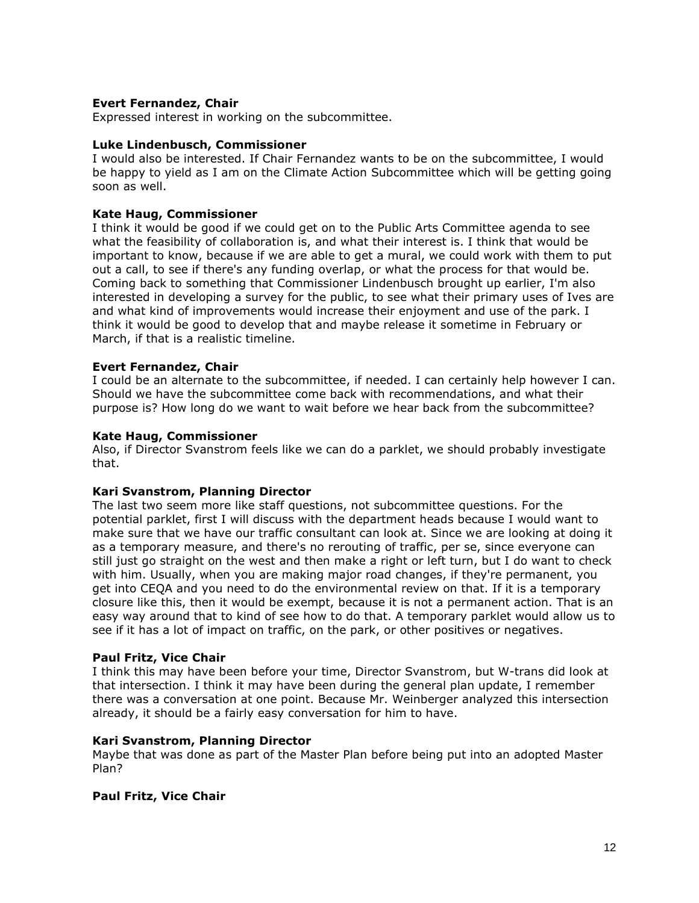**Evert Fernandez, Chair**
Expressed interest in working on the subcommittee.

**Luke Lindenbusch, Commissioner**
I would also be interested. If Chair Fernandez wants to be on the subcommittee, I would be happy to yield as I am on the Climate Action Subcommittee which will be getting going soon as well.

**Kate Haug, Commissioner**
I think it would be good if we could get on to the Public Arts Committee agenda to see what the feasibility of collaboration is, and what their interest is. I think that would be important to know, because if we are able to get a mural, we could work with them to put out a call, to see if there's any funding overlap, or what the process for that would be. Coming back to something that Commissioner Lindenbusch brought up earlier, I'm also interested in developing a survey for the public, to see what their primary uses of Ives are and what kind of improvements would increase their enjoyment and use of the park. I think it would be good to develop that and maybe release it sometime in February or March, if that is a realistic timeline.

**Evert Fernandez, Chair**
I could be an alternate to the subcommittee, if needed. I can certainly help however I can. Should we have the subcommittee come back with recommendations, and what their purpose is? How long do we want to wait before we hear back from the subcommittee?

**Kate Haug, Commissioner**
Also, if Director Svanstrom feels like we can do a parklet, we should probably investigate that.

**Kari Svanstrom, Planning Director**
The last two seem more like staff questions, not subcommittee questions. For the potential parklet, first I will discuss with the department heads because I would want to make sure that we have our traffic consultant can look at. Since we are looking at doing it as a temporary measure, and there's no rerouting of traffic, per se, since everyone can still just go straight on the west and then make a right or left turn, but I do want to check with him. Usually, when you are making major road changes, if they're permanent, you get into CEQA and you need to do the environmental review on that. If it is a temporary closure like this, then it would be exempt, because it is not a permanent action. That is an easy way around that to kind of see how to do that. A temporary parklet would allow us to see if it has a lot of impact on traffic, on the park, or other positives or negatives.

**Paul Fritz, Vice Chair**
I think this may have been before your time, Director Svanstrom, but W-trans did look at that intersection. I think it may have been during the general plan update, I remember there was a conversation at one point. Because Mr. Weinberger analyzed this intersection already, it should be a fairly easy conversation for him to have.

**Kari Svanstrom, Planning Director**
Maybe that was done as part of the Master Plan before being put into an adopted Master Plan?

**Paul Fritz, Vice Chair**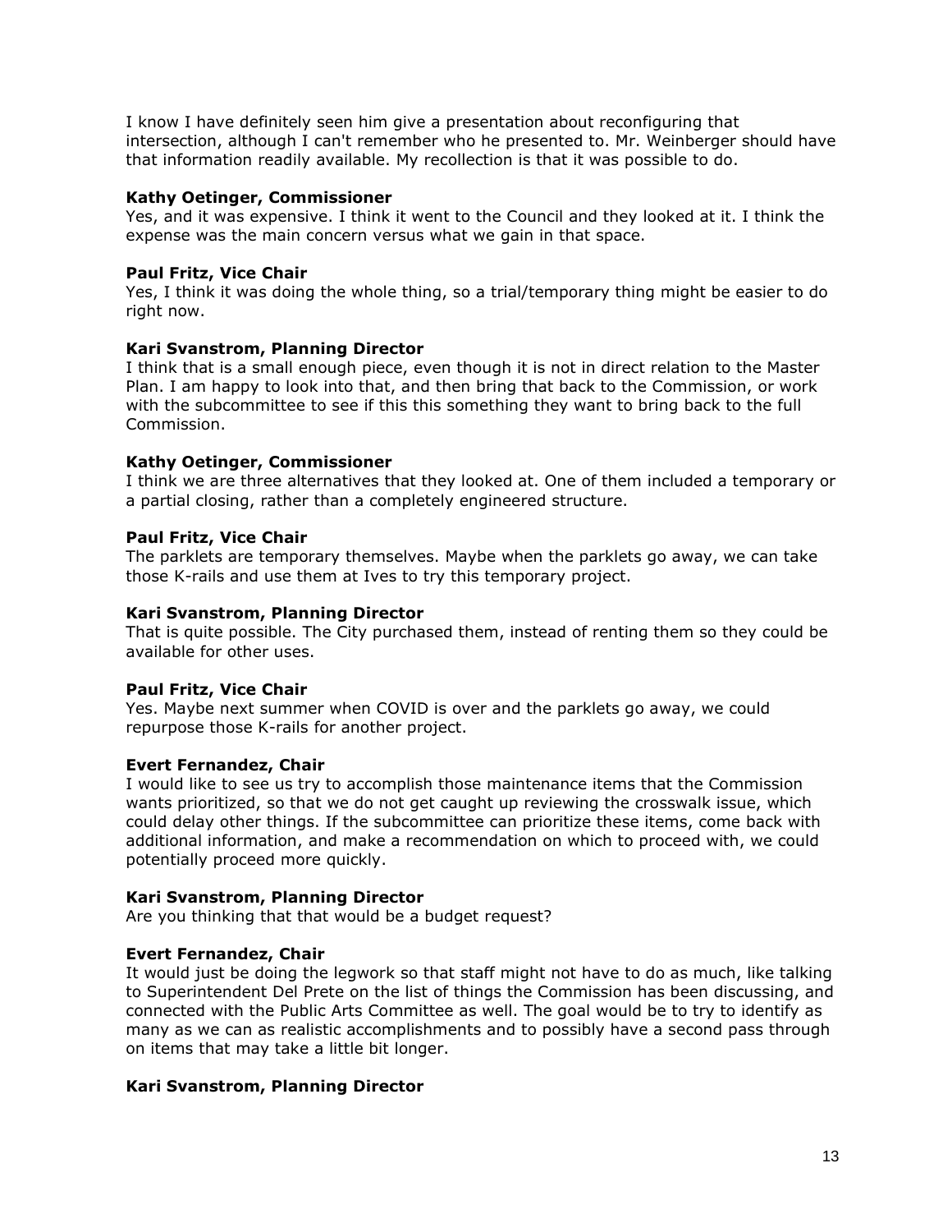I know I have definitely seen him give a presentation about reconfiguring that intersection, although I can't remember who he presented to. Mr. Weinberger should have that information readily available. My recollection is that it was possible to do.

**Kathy Oetinger, Commissioner**
Yes, and it was expensive. I think it went to the Council and they looked at it. I think the expense was the main concern versus what we gain in that space.

**Paul Fritz, Vice Chair**
Yes, I think it was doing the whole thing, so a trial/temporary thing might be easier to do right now.

**Kari Svanstrom, Planning Director**
I think that is a small enough piece, even though it is not in direct relation to the Master Plan. I am happy to look into that, and then bring that back to the Commission, or work with the subcommittee to see if this this something they want to bring back to the full Commission.

**Kathy Oetinger, Commissioner**
I think we are three alternatives that they looked at. One of them included a temporary or a partial closing, rather than a completely engineered structure.

**Paul Fritz, Vice Chair**
The parklets are temporary themselves. Maybe when the parklets go away, we can take those K-rails and use them at Ives to try this temporary project.

**Kari Svanstrom, Planning Director**
That is quite possible. The City purchased them, instead of renting them so they could be available for other uses.

**Paul Fritz, Vice Chair**
Yes. Maybe next summer when COVID is over and the parklets go away, we could repurpose those K-rails for another project.

**Evert Fernandez, Chair**
I would like to see us try to accomplish those maintenance items that the Commission wants prioritized, so that we do not get caught up reviewing the crosswalk issue, which could delay other things. If the subcommittee can prioritize these items, come back with additional information, and make a recommendation on which to proceed with, we could potentially proceed more quickly.

**Kari Svanstrom, Planning Director**
Are you thinking that that would be a budget request?

**Evert Fernandez, Chair**
It would just be doing the legwork so that staff might not have to do as much, like talking to Superintendent Del Prete on the list of things the Commission has been discussing, and connected with the Public Arts Committee as well. The goal would be to try to identify as many as we can as realistic accomplishments and to possibly have a second pass through on items that may take a little bit longer.

**Kari Svanstrom, Planning Director**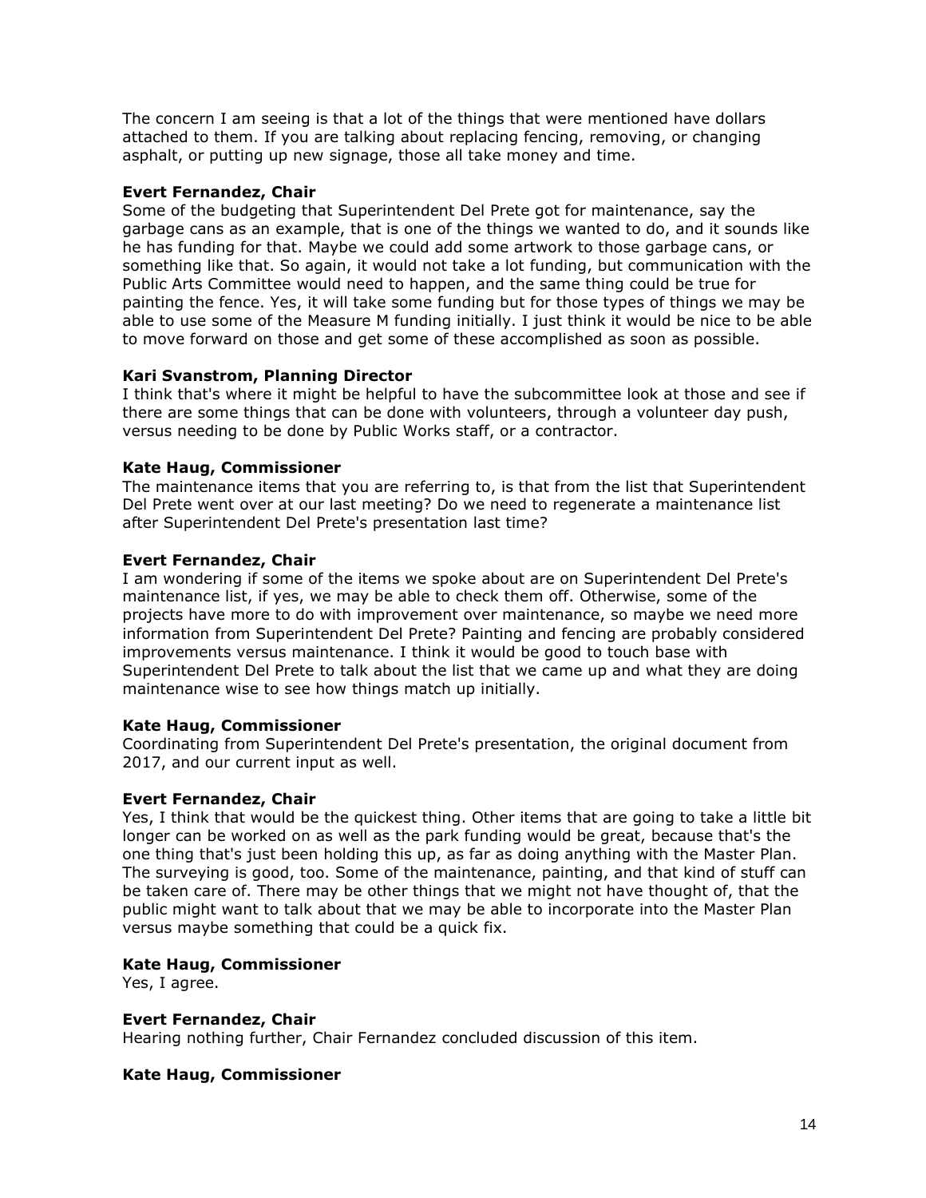The concern I am seeing is that a lot of the things that were mentioned have dollars attached to them. If you are talking about replacing fencing, removing, or changing asphalt, or putting up new signage, those all take money and time.

**Evert Fernandez, Chair**
Some of the budgeting that Superintendent Del Prete got for maintenance, say the garbage cans as an example, that is one of the things we wanted to do, and it sounds like he has funding for that. Maybe we could add some artwork to those garbage cans, or something like that. So again, it would not take a lot funding, but communication with the Public Arts Committee would need to happen, and the same thing could be true for painting the fence. Yes, it will take some funding but for those types of things we may be able to use some of the Measure M funding initially. I just think it would be nice to be able to move forward on those and get some of these accomplished as soon as possible.

**Kari Svanstrom, Planning Director**
I think that's where it might be helpful to have the subcommittee look at those and see if there are some things that can be done with volunteers, through a volunteer day push, versus needing to be done by Public Works staff, or a contractor.

**Kate Haug, Commissioner**
The maintenance items that you are referring to, is that from the list that Superintendent Del Prete went over at our last meeting? Do we need to regenerate a maintenance list after Superintendent Del Prete's presentation last time?

**Evert Fernandez, Chair**
I am wondering if some of the items we spoke about are on Superintendent Del Prete's maintenance list, if yes, we may be able to check them off. Otherwise, some of the projects have more to do with improvement over maintenance, so maybe we need more information from Superintendent Del Prete? Painting and fencing are probably considered improvements versus maintenance. I think it would be good to touch base with Superintendent Del Prete to talk about the list that we came up and what they are doing maintenance wise to see how things match up initially.

**Kate Haug, Commissioner**
Coordinating from Superintendent Del Prete's presentation, the original document from 2017, and our current input as well.

**Evert Fernandez, Chair**
Yes, I think that would be the quickest thing. Other items that are going to take a little bit longer can be worked on as well as the park funding would be great, because that's the one thing that's just been holding this up, as far as doing anything with the Master Plan. The surveying is good, too. Some of the maintenance, painting, and that kind of stuff can be taken care of. There may be other things that we might not have thought of, that the public might want to talk about that we may be able to incorporate into the Master Plan versus maybe something that could be a quick fix.

**Kate Haug, Commissioner**
Yes, I agree.

**Evert Fernandez, Chair**
Hearing nothing further, Chair Fernandez concluded discussion of this item.

**Kate Haug, Commissioner**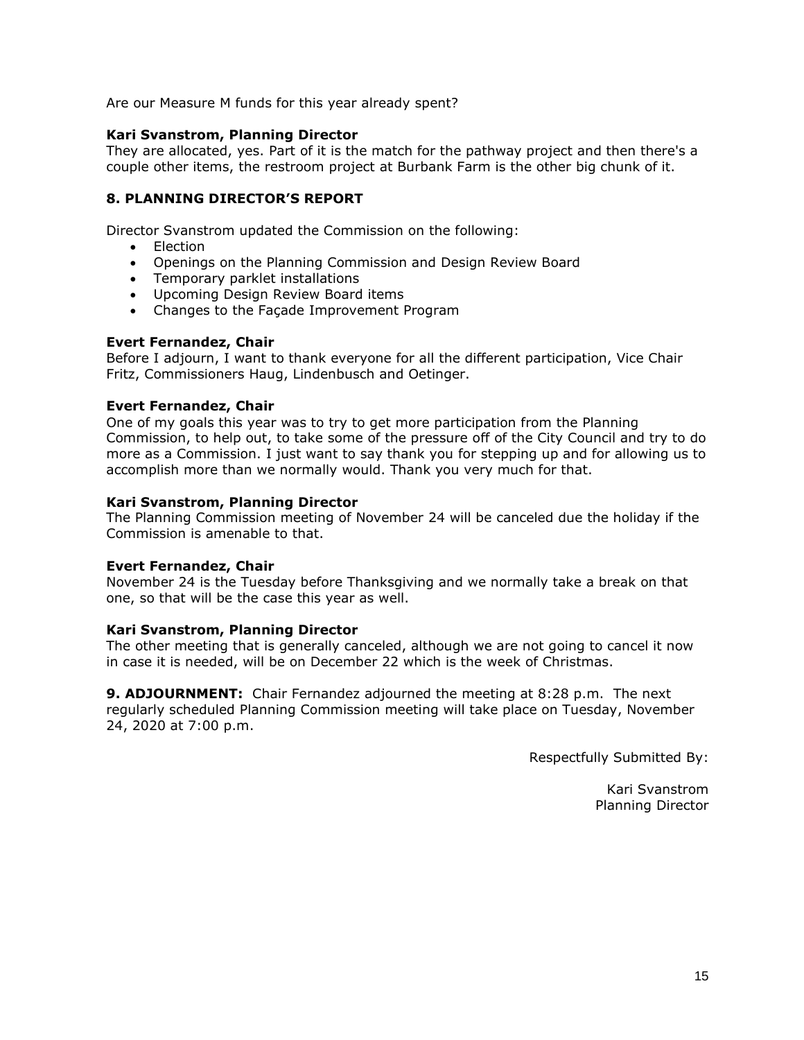Are our Measure M funds for this year already spent?

**Kari Svanstrom, Planning Director**
They are allocated, yes. Part of it is the match for the pathway project and then there's a couple other items, the restroom project at Burbank Farm is the other big chunk of it.

## 8. PLANNING DIRECTOR'S REPORT

Director Svanstrom updated the Commission on the following:

- Election
- Openings on the Planning Commission and Design Review Board
- Temporary parklet installations
- Upcoming Design Review Board items
- Changes to the Façade Improvement Program

**Evert Fernandez, Chair**
Before I adjourn, I want to thank everyone for all the different participation, Vice Chair Fritz, Commissioners Haug, Lindenbusch and Oetinger.

**Evert Fernandez, Chair**
One of my goals this year was to try to get more participation from the Planning Commission, to help out, to take some of the pressure off of the City Council and try to do more as a Commission. I just want to say thank you for stepping up and for allowing us to accomplish more than we normally would. Thank you very much for that.

**Kari Svanstrom, Planning Director**
The Planning Commission meeting of November 24 will be canceled due the holiday if the Commission is amenable to that.

**Evert Fernandez, Chair**
November 24 is the Tuesday before Thanksgiving and we normally take a break on that one, so that will be the case this year as well.

**Kari Svanstrom, Planning Director**
The other meeting that is generally canceled, although we are not going to cancel it now in case it is needed, will be on December 22 which is the week of Christmas.

**9. ADJOURNMENT:** Chair Fernandez adjourned the meeting at 8:28 p.m. The next regularly scheduled Planning Commission meeting will take place on Tuesday, November 24, 2020 at 7:00 p.m.

Respectfully Submitted By:

Kari Svanstrom
Planning Director